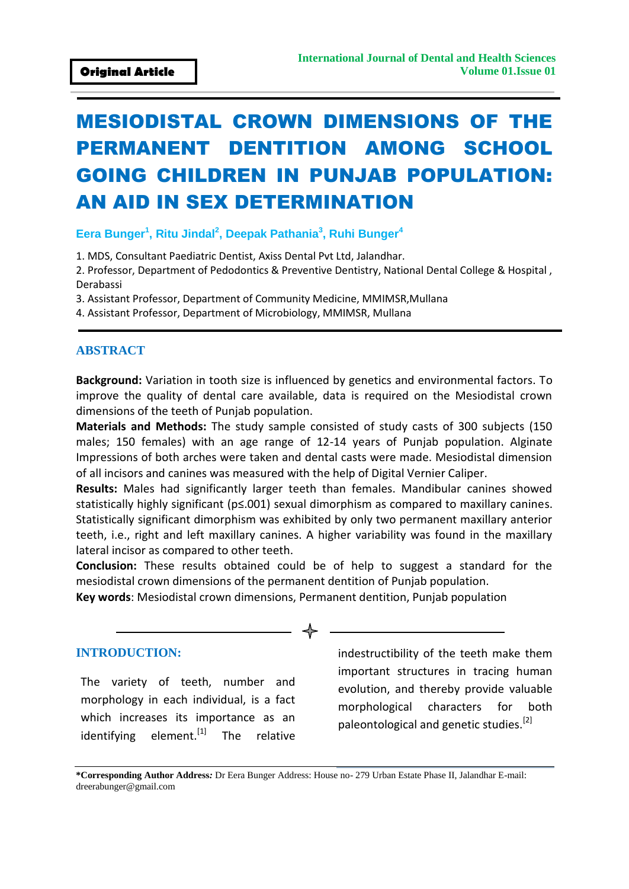**Original Article**

# MESIODISTAL CROWN DIMENSIONS OF THE PERMANENT DENTITION AMONG SCHOOL GOING CHILDREN IN PUNJAB POPULATION: AN AID IN SEX DETERMINATION

**Eera Bunger[1], Ritu Jindal[2], Deepak Pathania[3], Ruhi Bunger[4]**

1. MDS, Consultant Paediatric Dentist, Axiss Dental Pvt Ltd, Jalandhar.
2. Professor, Department of Pedodontics & Preventive Dentistry, National Dental College & Hospital , Derabassi
3. Assistant Professor, Department of Community Medicine, MMIMSR,Mullana
4. Assistant Professor, Department of Microbiology, MMIMSR, Mullana

## ABSTRACT

**Background:** Variation in tooth size is influenced by genetics and environmental factors. To improve the quality of dental care available, data is required on the Mesiodistal crown dimensions of the teeth of Punjab population.

**Materials and Methods:** The study sample consisted of study casts of 300 subjects (150 males; 150 females) with an age range of 12-14 years of Punjab population. Alginate Impressions of both arches were taken and dental casts were made. Mesiodistal dimension of all incisors and canines was measured with the help of Digital Vernier Caliper.

**Results:** Males had significantly larger teeth than females. Mandibular canines showed statistically highly significant ($p \leq .001$) sexual dimorphism as compared to maxillary canines. Statistically significant dimorphism was exhibited by only two permanent maxillary anterior teeth, i.e., right and left maxillary canines. A higher variability was found in the maxillary lateral incisor as compared to other teeth.

**Conclusion:** These results obtained could be of help to suggest a standard for the mesiodistal crown dimensions of the permanent dentition of Punjab population.

**Key words**: Mesiodistal crown dimensions, Permanent dentition, Punjab population

## INTRODUCTION:

The variety of teeth, number and morphology in each individual, is a fact which increases its importance as an identifying element.[1] The relative indestructibility of the teeth make them important structures in tracing human evolution, and thereby provide valuable morphological characters for both paleontological and genetic studies.[2]

**\*Corresponding Author Address:** Dr Eera Bunger Address: House no- 279 Urban Estate Phase II, Jalandhar E-mail: dreerabunger@gmail.com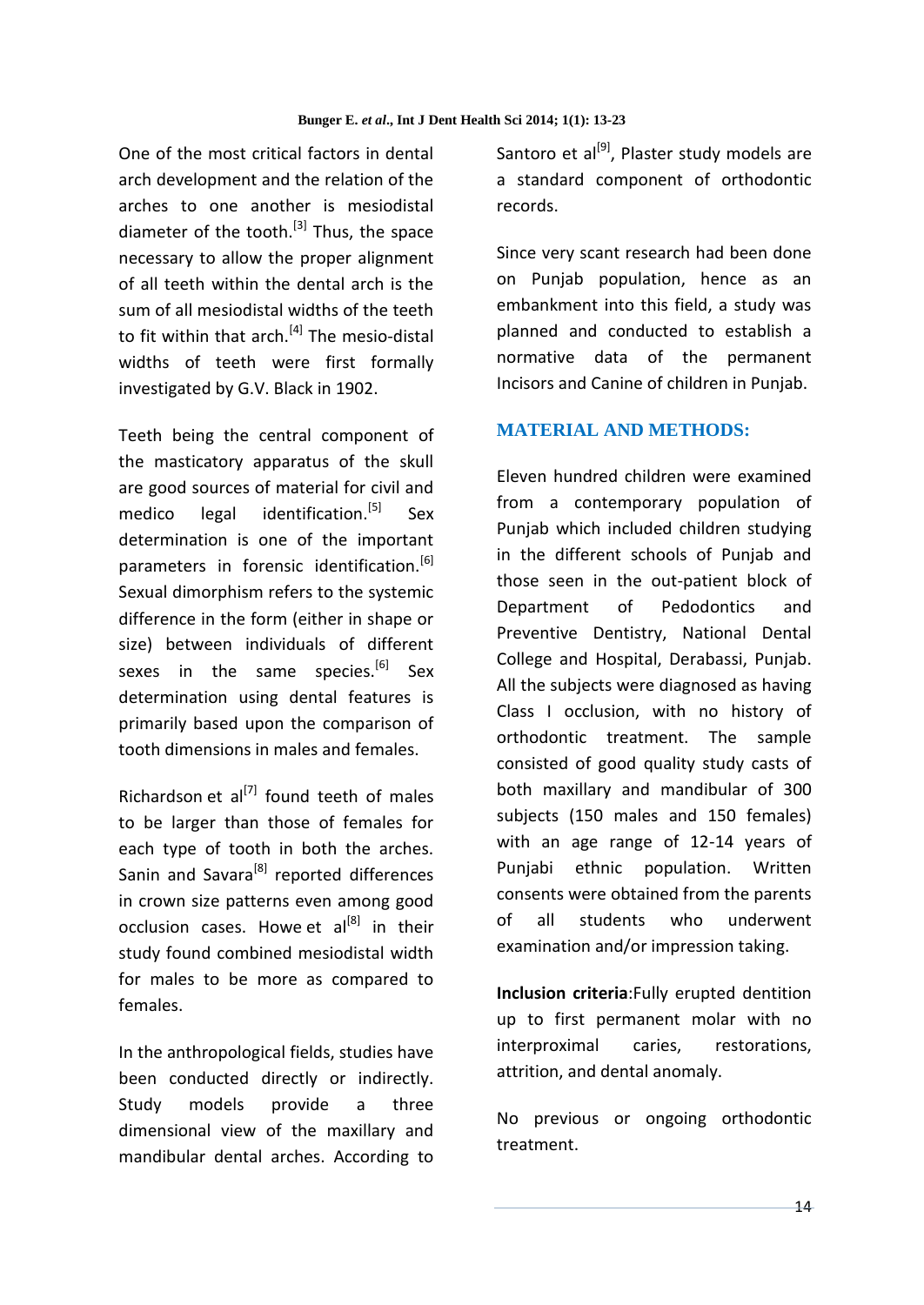One of the most critical factors in dental arch development and the relation of the arches to one another is mesiodistal diameter of the tooth.[3] Thus, the space necessary to allow the proper alignment of all teeth within the dental arch is the sum of all mesiodistal widths of the teeth to fit within that arch.[4] The mesio-distal widths of teeth were first formally investigated by G.V. Black in 1902.

Teeth being the central component of the masticatory apparatus of the skull are good sources of material for civil and medico legal identification.[5] Sex determination is one of the important parameters in forensic identification.[6] Sexual dimorphism refers to the systemic difference in the form (either in shape or size) between individuals of different sexes in the same species.[6] Sex determination using dental features is primarily based upon the comparison of tooth dimensions in males and females.

Richardson et al[7] found teeth of males to be larger than those of females for each type of tooth in both the arches. Sanin and Savara[8] reported differences in crown size patterns even among good occlusion cases. Howe et al[8] in their study found combined mesiodistal width for males to be more as compared to females.

In the anthropological fields, studies have been conducted directly or indirectly. Study models provide a three dimensional view of the maxillary and mandibular dental arches. According to Santoro et al[9], Plaster study models are a standard component of orthodontic records.

Since very scant research had been done on Punjab population, hence as an embankment into this field, a study was planned and conducted to establish a normative data of the permanent Incisors and Canine of children in Punjab.

## MATERIAL AND METHODS:

Eleven hundred children were examined from a contemporary population of Punjab which included children studying in the different schools of Punjab and those seen in the out-patient block of Department of Pedodontics and Preventive Dentistry, National Dental College and Hospital, Derabassi, Punjab. All the subjects were diagnosed as having Class I occlusion, with no history of orthodontic treatment. The sample consisted of good quality study casts of both maxillary and mandibular of 300 subjects (150 males and 150 females) with an age range of 12-14 years of Punjabi ethnic population. Written consents were obtained from the parents of all students who underwent examination and/or impression taking.

**Inclusion criteria**:Fully erupted dentition up to first permanent molar with no interproximal caries, restorations, attrition, and dental anomaly.

No previous or ongoing orthodontic treatment.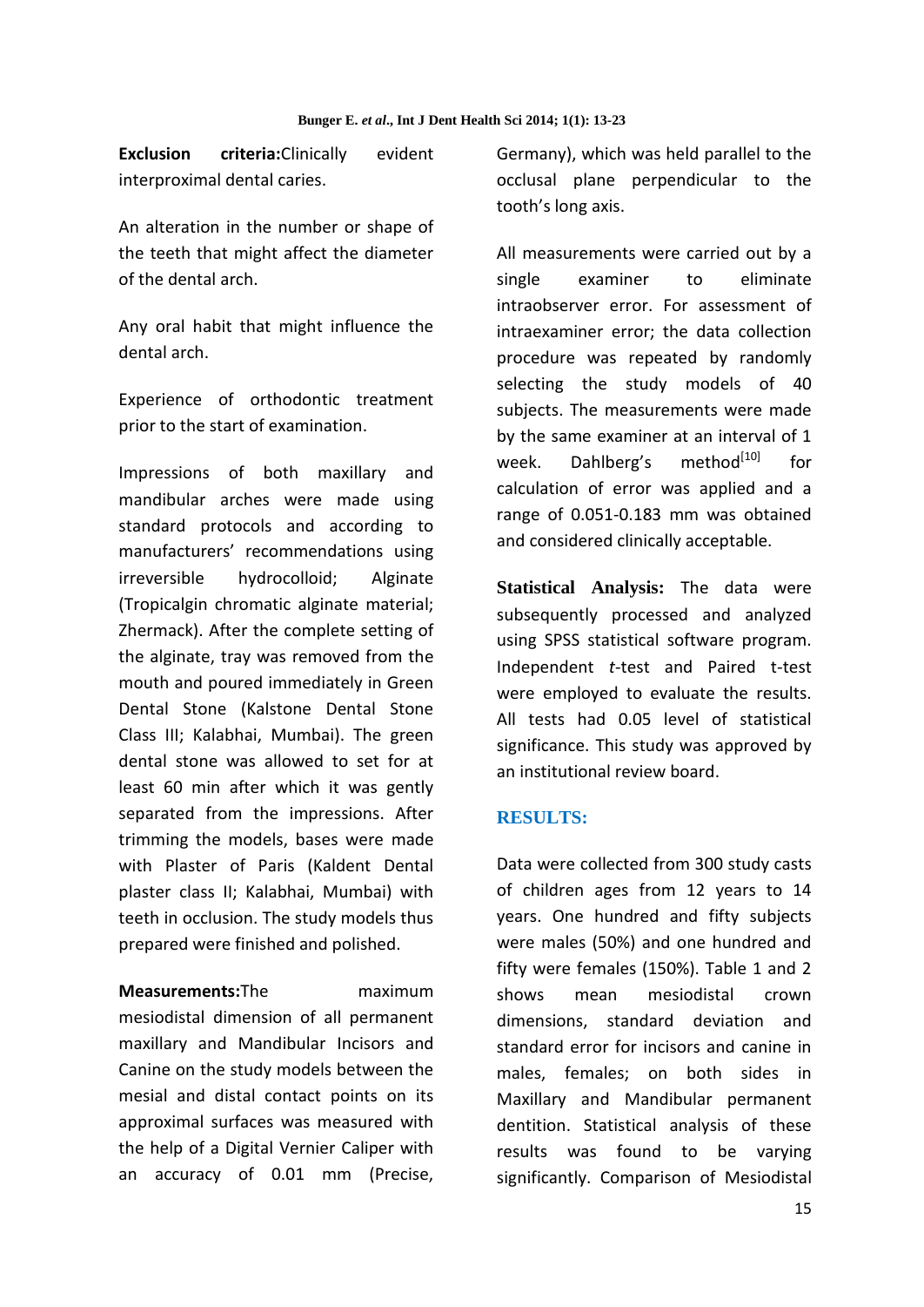**Exclusion criteria:**Clinically evident interproximal dental caries.

An alteration in the number or shape of the teeth that might affect the diameter of the dental arch.

Any oral habit that might influence the dental arch.

Experience of orthodontic treatment prior to the start of examination.

Impressions of both maxillary and mandibular arches were made using standard protocols and according to manufacturers' recommendations using irreversible hydrocolloid; Alginate (Tropicalgin chromatic alginate material; Zhermack). After the complete setting of the alginate, tray was removed from the mouth and poured immediately in Green Dental Stone (Kalstone Dental Stone Class III; Kalabhai, Mumbai). The green dental stone was allowed to set for at least 60 min after which it was gently separated from the impressions. After trimming the models, bases were made with Plaster of Paris (Kaldent Dental plaster class II; Kalabhai, Mumbai) with teeth in occlusion. The study models thus prepared were finished and polished.

**Measurements:**The maximum mesiodistal dimension of all permanent maxillary and Mandibular Incisors and Canine on the study models between the mesial and distal contact points on its approximal surfaces was measured with the help of a Digital Vernier Caliper with an accuracy of 0.01 mm (Precise, Germany), which was held parallel to the occlusal plane perpendicular to the tooth's long axis.

All measurements were carried out by a single examiner to eliminate intraobserver error. For assessment of intraexaminer error; the data collection procedure was repeated by randomly selecting the study models of 40 subjects. The measurements were made by the same examiner at an interval of 1 week. Dahlberg's method[10] for calculation of error was applied and a range of 0.051-0.183 mm was obtained and considered clinically acceptable.

**Statistical Analysis:** The data were subsequently processed and analyzed using SPSS statistical software program. Independent *t*-test and Paired t-test were employed to evaluate the results. All tests had 0.05 level of statistical significance. This study was approved by an institutional review board.

## RESULTS:

Data were collected from 300 study casts of children ages from 12 years to 14 years. One hundred and fifty subjects were males (50%) and one hundred and fifty were females (150%). Table 1 and 2 shows mean mesiodistal crown dimensions, standard deviation and standard error for incisors and canine in males, females; on both sides in Maxillary and Mandibular permanent dentition. Statistical analysis of these results was found to be varying significantly. Comparison of Mesiodistal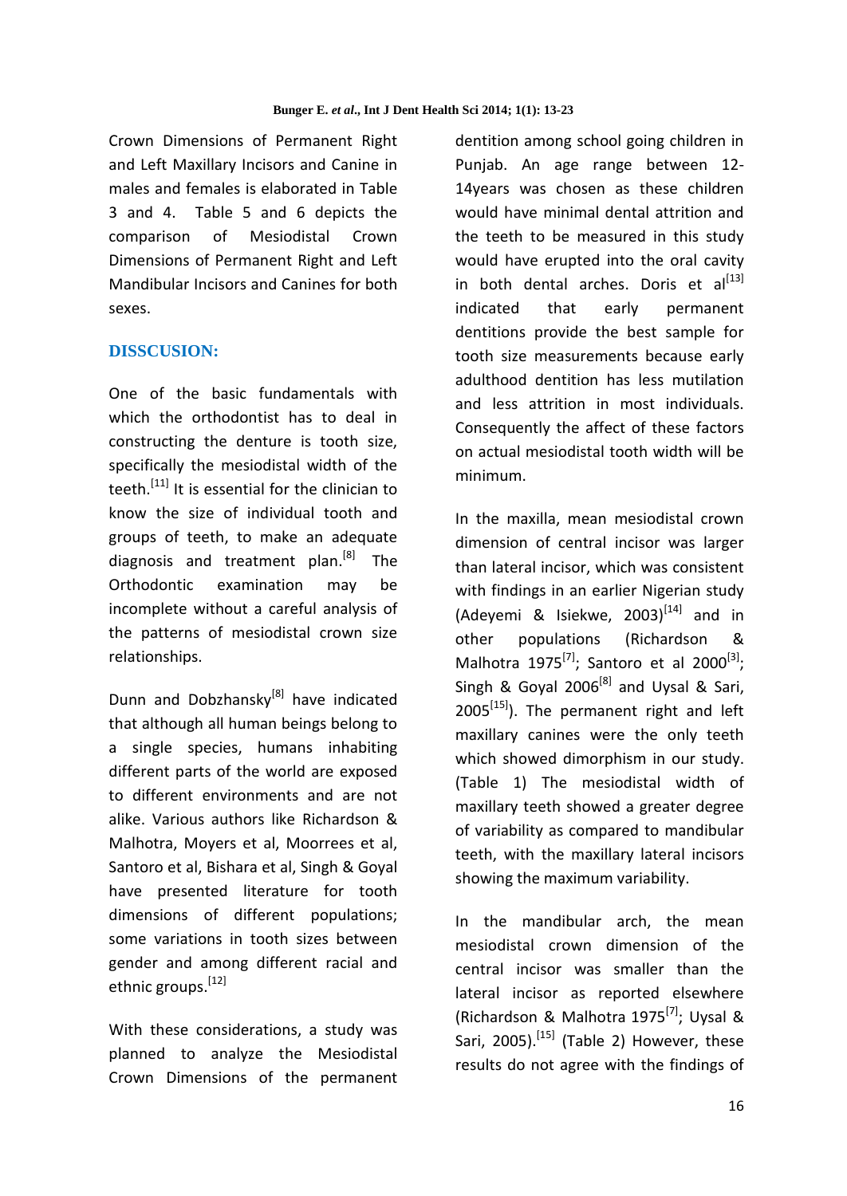Crown Dimensions of Permanent Right and Left Maxillary Incisors and Canine in males and females is elaborated in Table 3 and 4. Table 5 and 6 depicts the comparison of Mesiodistal Crown Dimensions of Permanent Right and Left Mandibular Incisors and Canines for both sexes.

## DISSCUSION:

One of the basic fundamentals with which the orthodontist has to deal in constructing the denture is tooth size, specifically the mesiodistal width of the teeth.[11] It is essential for the clinician to know the size of individual tooth and groups of teeth, to make an adequate diagnosis and treatment plan.[8] The Orthodontic examination may be incomplete without a careful analysis of the patterns of mesiodistal crown size relationships.

Dunn and Dobzhansky[8] have indicated that although all human beings belong to a single species, humans inhabiting different parts of the world are exposed to different environments and are not alike. Various authors like Richardson & Malhotra, Moyers et al, Moorrees et al, Santoro et al, Bishara et al, Singh & Goyal have presented literature for tooth dimensions of different populations; some variations in tooth sizes between gender and among different racial and ethnic groups.[12]

With these considerations, a study was planned to analyze the Mesiodistal Crown Dimensions of the permanent dentition among school going children in Punjab. An age range between 12-14years was chosen as these children would have minimal dental attrition and the teeth to be measured in this study would have erupted into the oral cavity in both dental arches. Doris et al[13] indicated that early permanent dentitions provide the best sample for tooth size measurements because early adulthood dentition has less mutilation and less attrition in most individuals. Consequently the affect of these factors on actual mesiodistal tooth width will be minimum.

In the maxilla, mean mesiodistal crown dimension of central incisor was larger than lateral incisor, which was consistent with findings in an earlier Nigerian study (Adeyemi & Isiekwe, 2003)[14] and in other populations (Richardson & Malhotra 1975[7]; Santoro et al 2000[3]; Singh & Goyal 2006[8] and Uysal & Sari, 2005[15]). The permanent right and left maxillary canines were the only teeth which showed dimorphism in our study. (Table 1) The mesiodistal width of maxillary teeth showed a greater degree of variability as compared to mandibular teeth, with the maxillary lateral incisors showing the maximum variability.

In the mandibular arch, the mean mesiodistal crown dimension of the central incisor was smaller than the lateral incisor as reported elsewhere (Richardson & Malhotra 1975[7]; Uysal & Sari, 2005).[15] (Table 2) However, these results do not agree with the findings of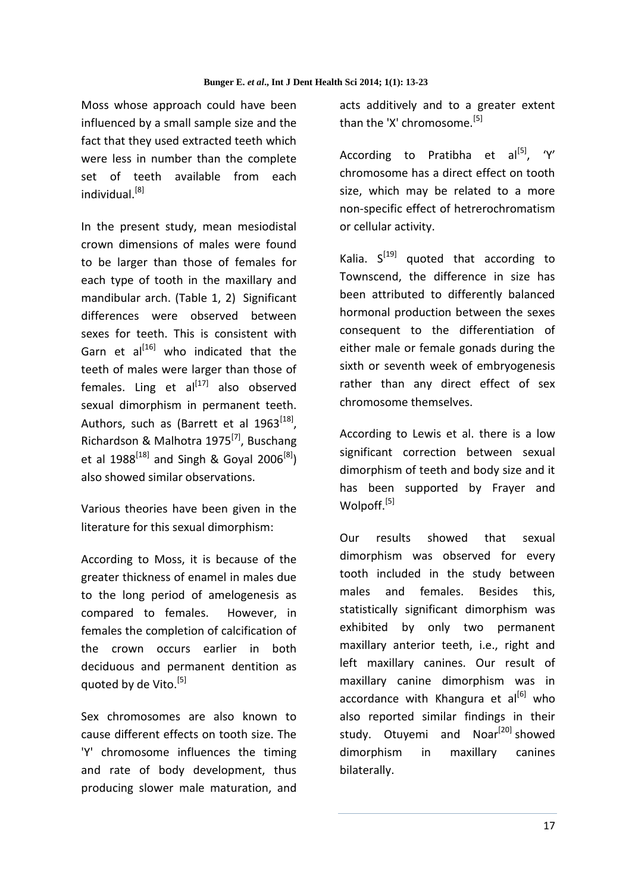Moss whose approach could have been influenced by a small sample size and the fact that they used extracted teeth which were less in number than the complete set of teeth available from each individual.[8]

In the present study, mean mesiodistal crown dimensions of males were found to be larger than those of females for each type of tooth in the maxillary and mandibular arch. (Table 1, 2) Significant differences were observed between sexes for teeth. This is consistent with Garn et al[16] who indicated that the teeth of males were larger than those of females. Ling et al[17] also observed sexual dimorphism in permanent teeth. Authors, such as (Barrett et al 1963[18], Richardson & Malhotra 1975[7], Buschang et al 1988[18] and Singh & Goyal 2006[8]) also showed similar observations.

Various theories have been given in the literature for this sexual dimorphism:

According to Moss, it is because of the greater thickness of enamel in males due to the long period of amelogenesis as compared to females. However, in females the completion of calcification of the crown occurs earlier in both deciduous and permanent dentition as quoted by de Vito.[5]

Sex chromosomes are also known to cause different effects on tooth size. The 'Y' chromosome influences the timing and rate of body development, thus producing slower male maturation, and acts additively and to a greater extent than the 'X' chromosome.[5]

According to Pratibha et al[5], 'Y' chromosome has a direct effect on tooth size, which may be related to a more non-specific effect of hetrerochromatism or cellular activity.

Kalia. S[19] quoted that according to Townscend, the difference in size has been attributed to differently balanced hormonal production between the sexes consequent to the differentiation of either male or female gonads during the sixth or seventh week of embryogenesis rather than any direct effect of sex chromosome themselves.

According to Lewis et al. there is a low significant correction between sexual dimorphism of teeth and body size and it has been supported by Frayer and Wolpoff.[5]

Our results showed that sexual dimorphism was observed for every tooth included in the study between males and females. Besides this, statistically significant dimorphism was exhibited by only two permanent maxillary anterior teeth, i.e., right and left maxillary canines. Our result of maxillary canine dimorphism was in accordance with Khangura et al[6] who also reported similar findings in their study. Otuyemi and Noar[20] showed dimorphism in maxillary canines bilaterally.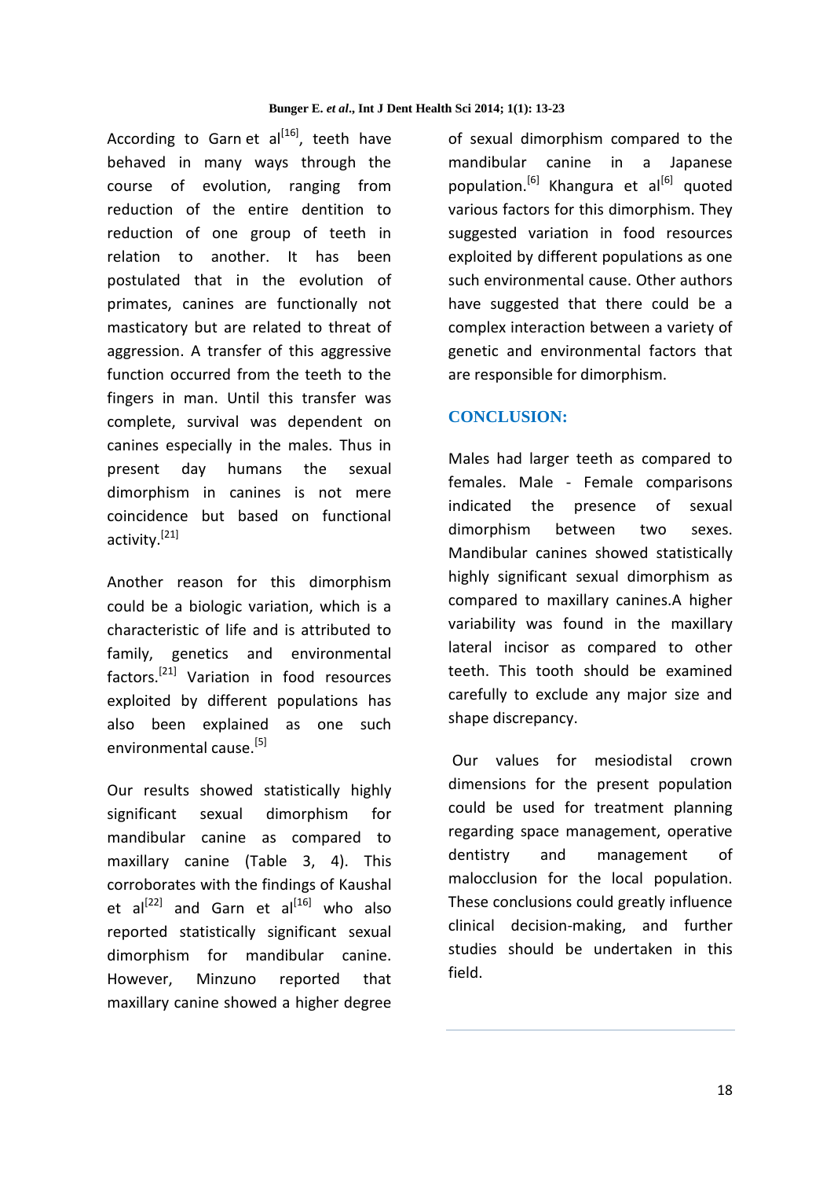According to Garn et al[16], teeth have behaved in many ways through the course of evolution, ranging from reduction of the entire dentition to reduction of one group of teeth in relation to another. It has been postulated that in the evolution of primates, canines are functionally not masticatory but are related to threat of aggression. A transfer of this aggressive function occurred from the teeth to the fingers in man. Until this transfer was complete, survival was dependent on canines especially in the males. Thus in present day humans the sexual dimorphism in canines is not mere coincidence but based on functional activity.[21]

Another reason for this dimorphism could be a biologic variation, which is a characteristic of life and is attributed to family, genetics and environmental factors.[21] Variation in food resources exploited by different populations has also been explained as one such environmental cause.[5]

Our results showed statistically highly significant sexual dimorphism for mandibular canine as compared to maxillary canine (Table 3, 4). This corroborates with the findings of Kaushal et al[22] and Garn et al[16] who also reported statistically significant sexual dimorphism for mandibular canine. However, Minzuno reported that maxillary canine showed a higher degree of sexual dimorphism compared to the mandibular canine in a Japanese population.[6] Khangura et al[6] quoted various factors for this dimorphism. They suggested variation in food resources exploited by different populations as one such environmental cause. Other authors have suggested that there could be a complex interaction between a variety of genetic and environmental factors that are responsible for dimorphism.

## CONCLUSION:

Males had larger teeth as compared to females. Male - Female comparisons indicated the presence of sexual dimorphism between two sexes. Mandibular canines showed statistically highly significant sexual dimorphism as compared to maxillary canines.A higher variability was found in the maxillary lateral incisor as compared to other teeth. This tooth should be examined carefully to exclude any major size and shape discrepancy.

Our values for mesiodistal crown dimensions for the present population could be used for treatment planning regarding space management, operative dentistry and management of malocclusion for the local population. These conclusions could greatly influence clinical decision-making, and further studies should be undertaken in this field.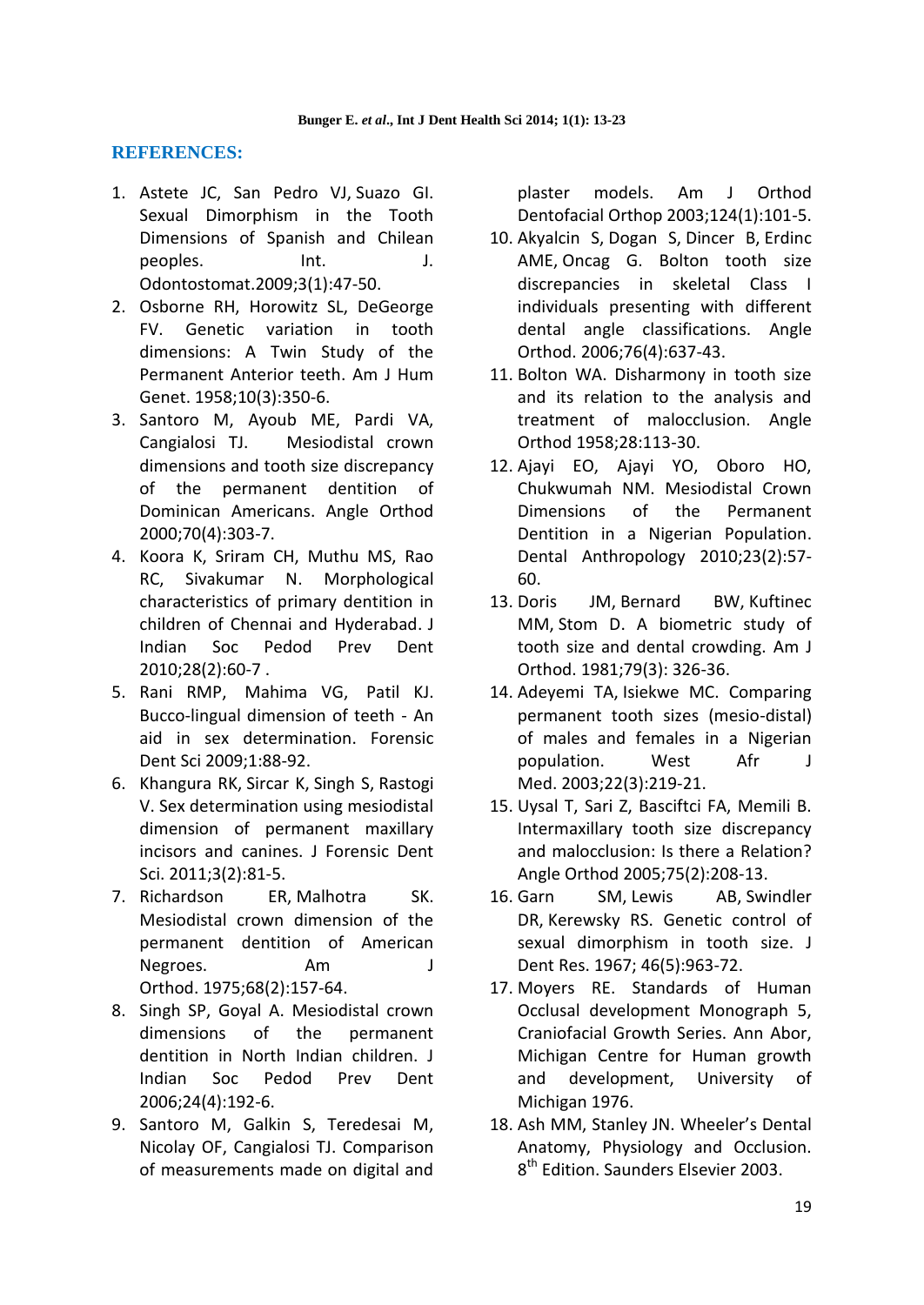## REFERENCES:

1. Astete JC, San Pedro VJ, Suazo GI. Sexual Dimorphism in the Tooth Dimensions of Spanish and Chilean peoples. Int. J. Odontostomat.2009;3(1):47-50.
2. Osborne RH, Horowitz SL, DeGeorge FV. Genetic variation in tooth dimensions: A Twin Study of the Permanent Anterior teeth. Am J Hum Genet. 1958;10(3):350-6.
3. Santoro M, Ayoub ME, Pardi VA, Cangialosi TJ. Mesiodistal crown dimensions and tooth size discrepancy of the permanent dentition of Dominican Americans. Angle Orthod 2000;70(4):303-7.
4. Koora K, Sriram CH, Muthu MS, Rao RC, Sivakumar N. Morphological characteristics of primary dentition in children of Chennai and Hyderabad. J Indian Soc Pedod Prev Dent 2010;28(2):60-7 .
5. Rani RMP, Mahima VG, Patil KJ. Bucco-lingual dimension of teeth - An aid in sex determination. Forensic Dent Sci 2009;1:88-92.
6. Khangura RK, Sircar K, Singh S, Rastogi V. Sex determination using mesiodistal dimension of permanent maxillary incisors and canines. J Forensic Dent Sci. 2011;3(2):81-5.
7. Richardson ER, Malhotra SK. Mesiodistal crown dimension of the permanent dentition of American Negroes. Am J Orthod. 1975;68(2):157-64.
8. Singh SP, Goyal A. Mesiodistal crown dimensions of the permanent dentition in North Indian children. J Indian Soc Pedod Prev Dent 2006;24(4):192-6.
9. Santoro M, Galkin S, Teredesai M, Nicolay OF, Cangialosi TJ. Comparison of measurements made on digital and plaster models. Am J Orthod Dentofacial Orthop 2003;124(1):101-5.
10. Akyalcin S, Dogan S, Dincer B, Erdinc AME, Oncag G. Bolton tooth size discrepancies in skeletal Class I individuals presenting with different dental angle classifications. Angle Orthod. 2006;76(4):637-43.
11. Bolton WA. Disharmony in tooth size and its relation to the analysis and treatment of malocclusion. Angle Orthod 1958;28:113-30.
12. Ajayi EO, Ajayi YO, Oboro HO, Chukwumah NM. Mesiodistal Crown Dimensions of the Permanent Dentition in a Nigerian Population. Dental Anthropology 2010;23(2):57-60.
13. Doris JM, Bernard BW, Kuftinec MM, Stom D. A biometric study of tooth size and dental crowding. Am J Orthod. 1981;79(3): 326-36.
14. Adeyemi TA, Isiekwe MC. Comparing permanent tooth sizes (mesio-distal) of males and females in a Nigerian population. West Afr J Med. 2003;22(3):219-21.
15. Uysal T, Sari Z, Basciftci FA, Memili B. Intermaxillary tooth size discrepancy and malocclusion: Is there a Relation? Angle Orthod 2005;75(2):208-13.
16. Garn SM, Lewis AB, Swindler DR, Kerewsky RS. Genetic control of sexual dimorphism in tooth size. J Dent Res. 1967; 46(5):963-72.
17. Moyers RE. Standards of Human Occlusal development Monograph 5, Craniofacial Growth Series. Ann Abor, Michigan Centre for Human growth and development, University of Michigan 1976.
18. Ash MM, Stanley JN. Wheeler's Dental Anatomy, Physiology and Occlusion. 8th Edition. Saunders Elsevier 2003.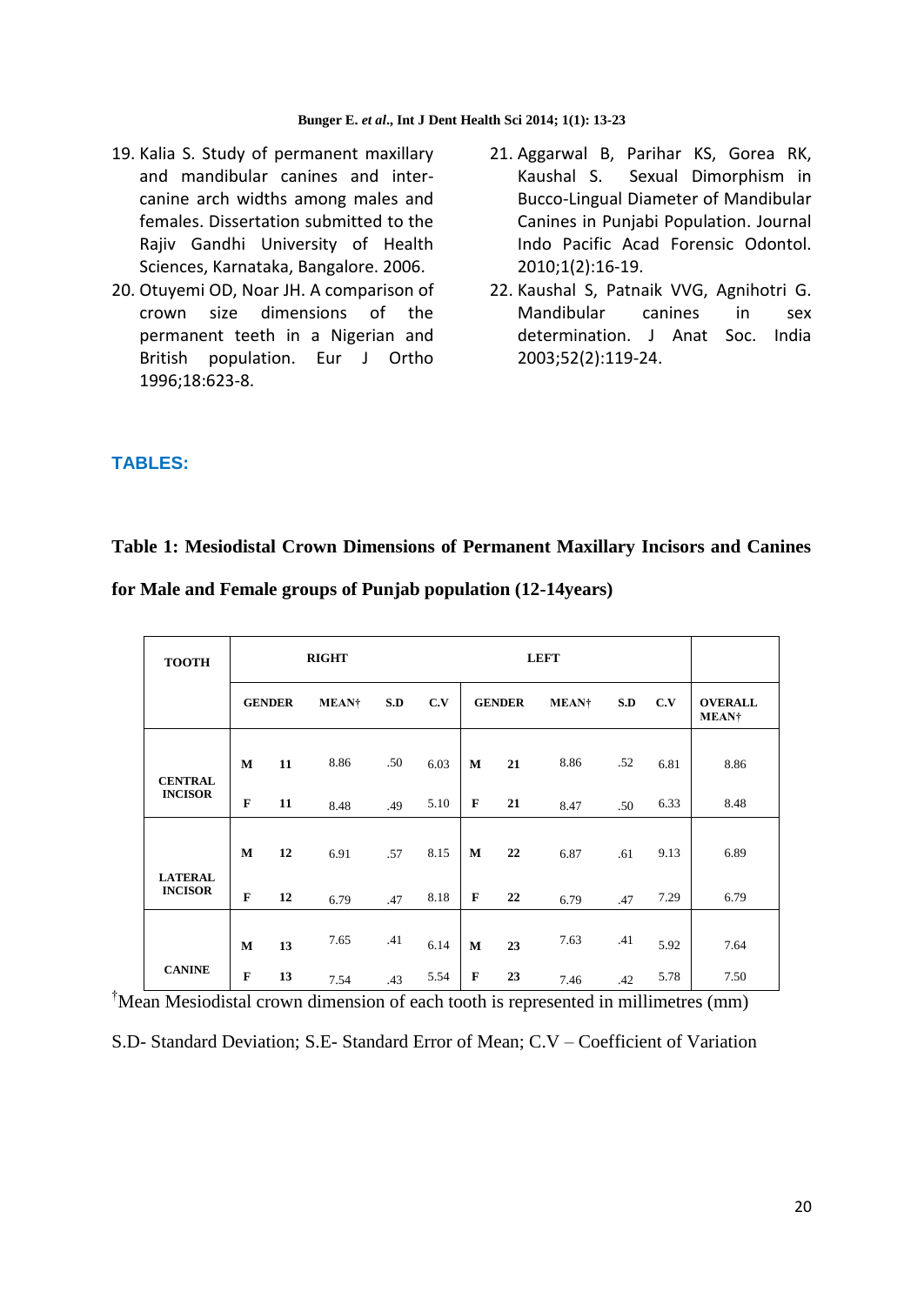19. Kalia S. Study of permanent maxillary and mandibular canines and inter-canine arch widths among males and females. Dissertation submitted to the Rajiv Gandhi University of Health Sciences, Karnataka, Bangalore. 2006.
20. Otuyemi OD, Noar JH. A comparison of crown size dimensions of the permanent teeth in a Nigerian and British population. Eur J Ortho 1996;18:623-8.
21. Aggarwal B, Parihar KS, Gorea RK, Kaushal S. Sexual Dimorphism in Bucco-Lingual Diameter of Mandibular Canines in Punjabi Population. Journal Indo Pacific Acad Forensic Odontol. 2010;1(2):16-19.
22. Kaushal S, Patnaik VVG, Agnihotri G. Mandibular canines in sex determination. J Anat Soc. India 2003;52(2):119-24.

## TABLES:

**Table 1: Mesiodistal Crown Dimensions of Permanent Maxillary Incisors and Canines for Male and Female groups of Punjab population (12-14years)**

| TOOTH | RIGHT | | | | | LEFT | | | | | |
|---|---|---|---|---|---|---|---|---|---|---|---|
| | GENDER | | MEAN† | S.D | C.V | GENDER | | MEAN† | S.D | C.V | OVERALL MEAN† |
| CENTRAL INCISOR | M | 11 | 8.86 | .50 | 6.03 | M | 21 | 8.86 | .52 | 6.81 | 8.86 |
| | F | 11 | 8.48 | .49 | 5.10 | F | 21 | 8.47 | .50 | 6.33 | 8.48 |
| LATERAL INCISOR | M | 12 | 6.91 | .57 | 8.15 | M | 22 | 6.87 | .61 | 9.13 | 6.89 |
| | F | 12 | 6.79 | .47 | 8.18 | F | 22 | 6.79 | .47 | 7.29 | 6.79 |
| CANINE | M | 13 | 7.65 | .41 | 6.14 | M | 23 | 7.63 | .41 | 5.92 | 7.64 |
| | F | 13 | 7.54 | .43 | 5.54 | F | 23 | 7.46 | .42 | 5.78 | 7.50 |

†Mean Mesiodistal crown dimension of each tooth is represented in millimetres (mm)

S.D- Standard Deviation; S.E- Standard Error of Mean; C.V – Coefficient of Variation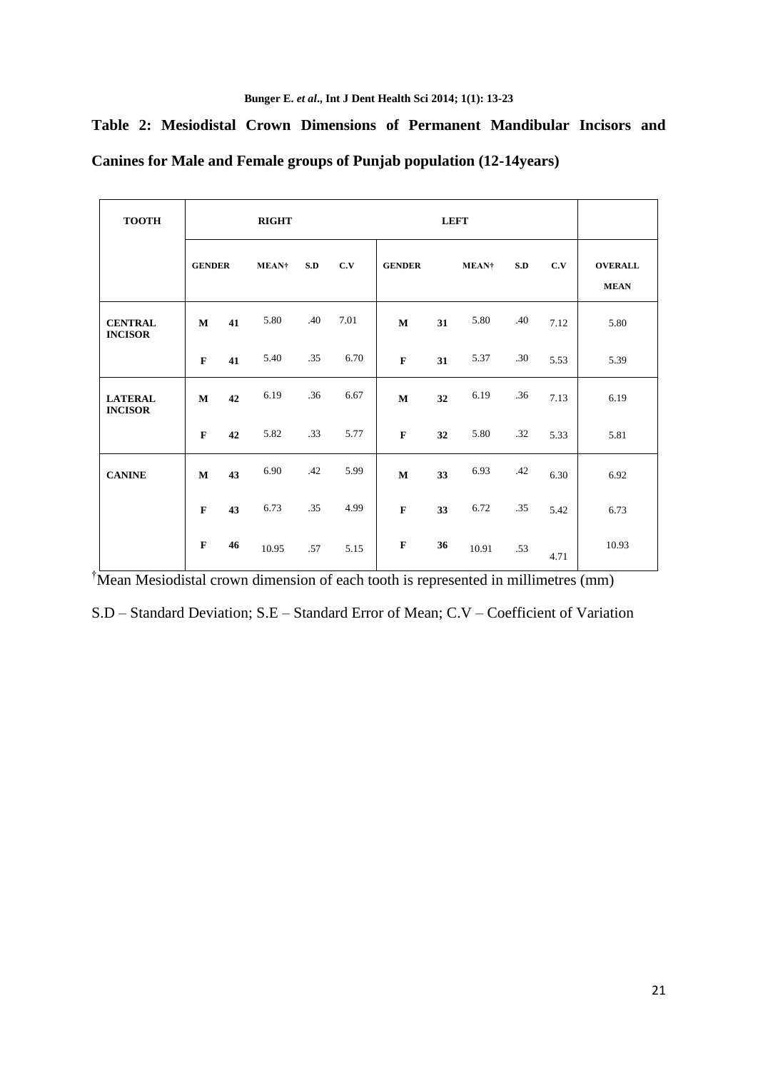**Table 2: Mesiodistal Crown Dimensions of Permanent Mandibular Incisors and Canines for Male and Female groups of Punjab population (12-14years)**

| TOOTH | RIGHT | | | | | LEFT | | | | | |
|---|---|---|---|---|---|---|---|---|---|---|---|
| | GENDER | | MEAN† | S.D | C.V | GENDER | | MEAN† | S.D | C.V | OVERALL MEAN |
| CENTRAL INCISOR | M | 41 | 5.80 | .40 | 7.01 | M | 31 | 5.80 | .40 | 7.12 | 5.80 |
| | F | 41 | 5.40 | .35 | 6.70 | F | 31 | 5.37 | .30 | 5.53 | 5.39 |
| LATERAL INCISOR | M | 42 | 6.19 | .36 | 6.67 | M | 32 | 6.19 | .36 | 7.13 | 6.19 |
| | F | 42 | 5.82 | .33 | 5.77 | F | 32 | 5.80 | .32 | 5.33 | 5.81 |
| CANINE | M | 43 | 6.90 | .42 | 5.99 | M | 33 | 6.93 | .42 | 6.30 | 6.92 |
| | F | 43 | 6.73 | .35 | 4.99 | F | 33 | 6.72 | .35 | 5.42 | 6.73 |
| | F | 46 | 10.95 | .57 | 5.15 | F | 36 | 10.91 | .53 | 4.71 | 10.93 |

†Mean Mesiodistal crown dimension of each tooth is represented in millimetres (mm)

S.D – Standard Deviation; S.E – Standard Error of Mean; C.V – Coefficient of Variation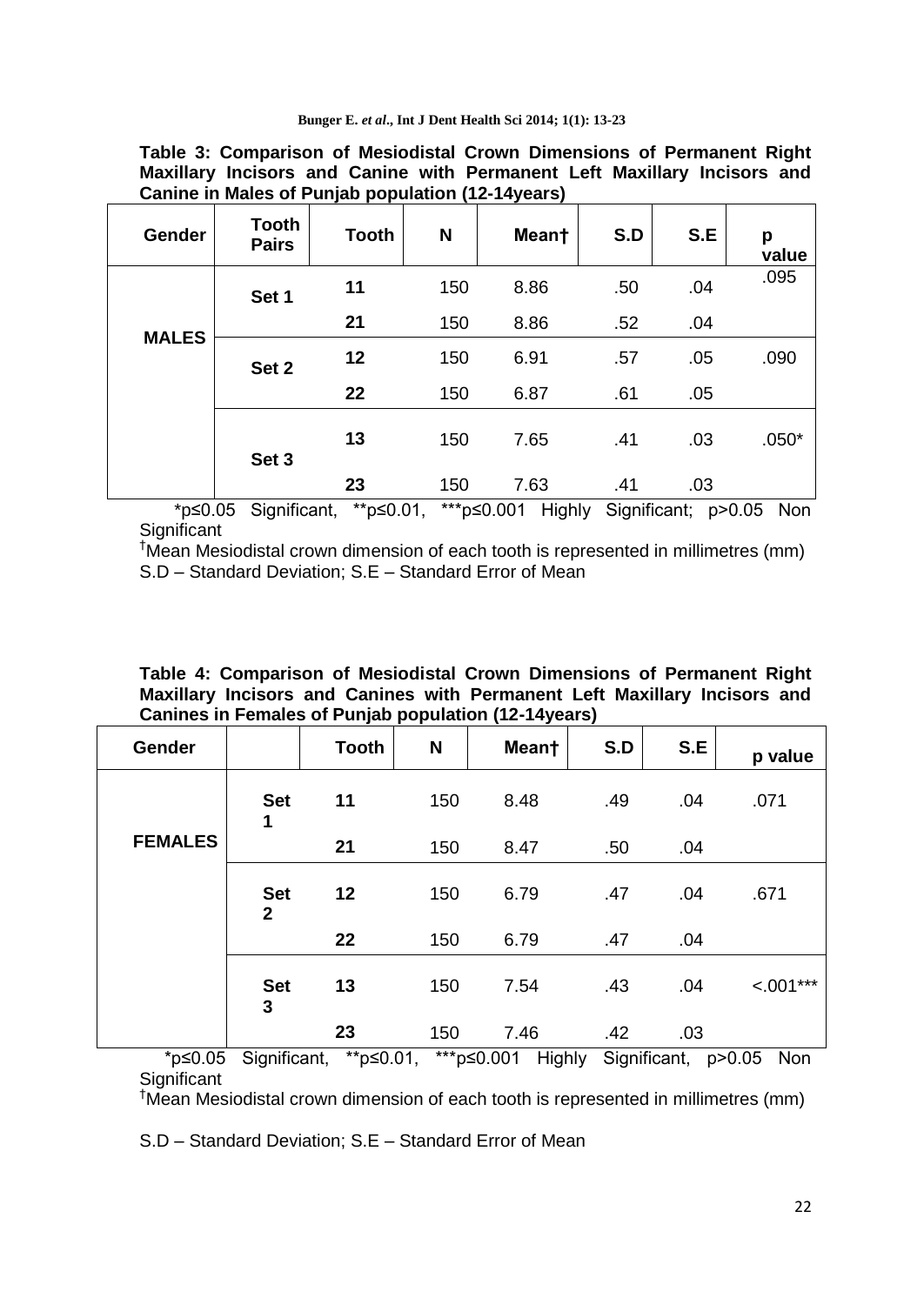**Table 3: Comparison of Mesiodistal Crown Dimensions of Permanent Right Maxillary Incisors and Canine with Permanent Left Maxillary Incisors and Canine in Males of Punjab population (12-14years)**

| Gender | Tooth Pairs | Tooth | N | Mean† | S.D | S.E | p value |
|---|---|---|---|---|---|---|---|
| MALES | Set 1 | 11 | 150 | 8.86 | .50 | .04 | .095 |
| | | 21 | 150 | 8.86 | .52 | .04 | |
| | Set 2 | 12 | 150 | 6.91 | .57 | .05 | .090 |
| | | 22 | 150 | 6.87 | .61 | .05 | |
| | Set 3 | 13 | 150 | 7.65 | .41 | .03 | .050* |
| | | 23 | 150 | 7.63 | .41 | .03 | |

*p≤0.05 Significant, **p≤0.01, ***p≤0.001 Highly Significant; p>0.05 Non Significant

†Mean Mesiodistal crown dimension of each tooth is represented in millimetres (mm)

S.D – Standard Deviation; S.E – Standard Error of Mean

**Table 4: Comparison of Mesiodistal Crown Dimensions of Permanent Right Maxillary Incisors and Canines with Permanent Left Maxillary Incisors and Canines in Females of Punjab population (12-14years)**

| Gender | | Tooth | N | Mean† | S.D | S.E | p value |
|---|---|---|---|---|---|---|---|
| FEMALES | Set 1 | 11 | 150 | 8.48 | .49 | .04 | .071 |
| | | 21 | 150 | 8.47 | .50 | .04 | |
| | Set 2 | 12 | 150 | 6.79 | .47 | .04 | .671 |
| | | 22 | 150 | 6.79 | .47 | .04 | |
| | Set 3 | 13 | 150 | 7.54 | .43 | .04 | <.001*** |
| | | 23 | 150 | 7.46 | .42 | .03 | |

*p≤0.05 Significant, **p≤0.01, ***p≤0.001 Highly Significant, p>0.05 Non Significant

†Mean Mesiodistal crown dimension of each tooth is represented in millimetres (mm)

S.D – Standard Deviation; S.E – Standard Error of Mean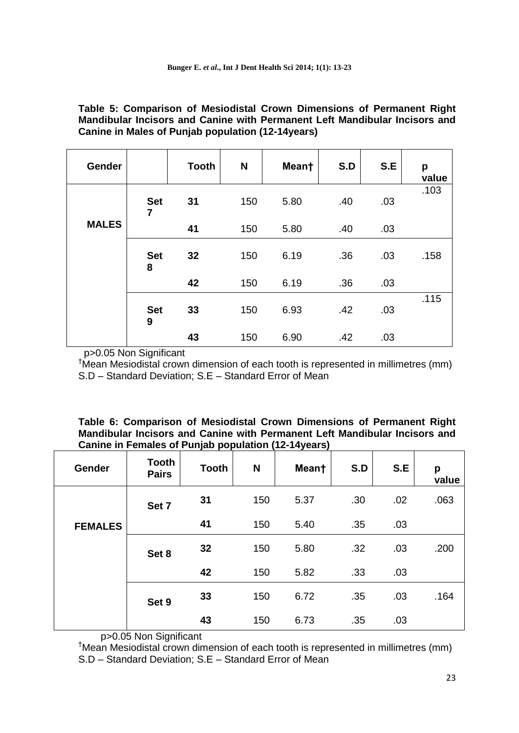**Table 5: Comparison of Mesiodistal Crown Dimensions of Permanent Right Mandibular Incisors and Canine with Permanent Left Mandibular Incisors and Canine in Males of Punjab population (12-14years)**

| Gender | | Tooth | N | Mean† | S.D | S.E | p value |
|---|---|---|---|---|---|---|---|
| MALES | Set 7 | 31 | 150 | 5.80 | .40 | .03 | .103 |
| | | 41 | 150 | 5.80 | .40 | .03 | |
| | Set 8 | 32 | 150 | 6.19 | .36 | .03 | .158 |
| | | 42 | 150 | 6.19 | .36 | .03 | |
| | Set 9 | 33 | 150 | 6.93 | .42 | .03 | .115 |
| | | 43 | 150 | 6.90 | .42 | .03 | |

p>0.05 Non Significant

†Mean Mesiodistal crown dimension of each tooth is represented in millimetres (mm)

S.D – Standard Deviation; S.E – Standard Error of Mean

**Table 6: Comparison of Mesiodistal Crown Dimensions of Permanent Right Mandibular Incisors and Canine with Permanent Left Mandibular Incisors and Canine in Females of Punjab population (12-14years)**

| Gender | Tooth Pairs | Tooth | N | Mean† | S.D | S.E | p value |
|---|---|---|---|---|---|---|---|
| FEMALES | Set 7 | 31 | 150 | 5.37 | .30 | .02 | .063 |
| | | 41 | 150 | 5.40 | .35 | .03 | |
| | Set 8 | 32 | 150 | 5.80 | .32 | .03 | .200 |
| | | 42 | 150 | 5.82 | .33 | .03 | |
| | Set 9 | 33 | 150 | 6.72 | .35 | .03 | .164 |
| | | 43 | 150 | 6.73 | .35 | .03 | |

p>0.05 Non Significant

†Mean Mesiodistal crown dimension of each tooth is represented in millimetres (mm)

S.D – Standard Deviation; S.E – Standard Error of Mean